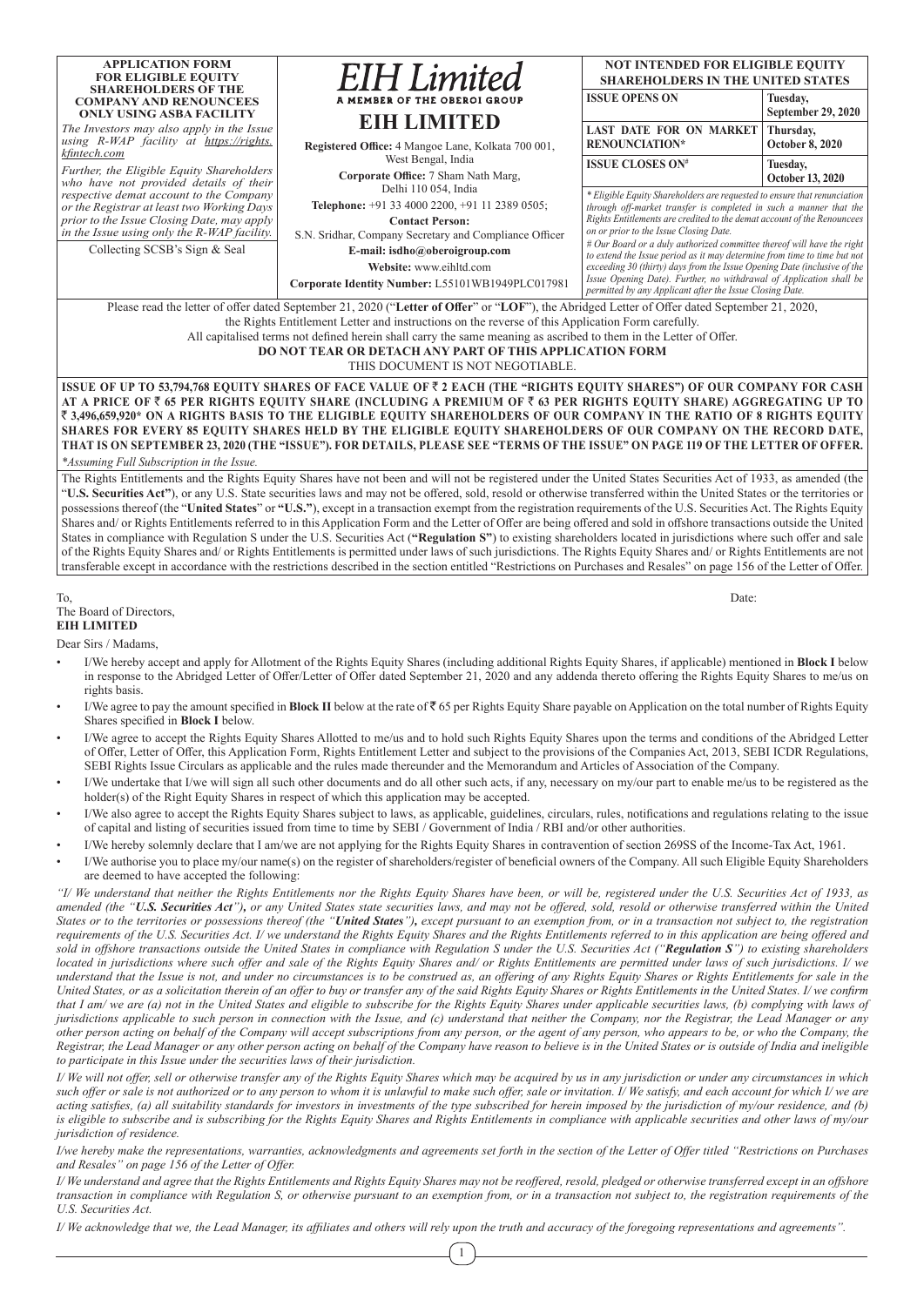**APPLICATION FORM FOR ELIGIBLE EQUITY SHAREHOLDERS OF THE COMPANY AND RENOUNCEES ONLY USING ASBA FACILITY**

*The Investors may also apply in the Issue using R-WAP facility at https://rights.kfintech.com*

*Further, the Eligible Equity Shareholders who have not provided details of their respective demat account to the Company or the Registrar at least two Working Days prior to the Issue Closing Date, may apply in the Issue using only the R-WAP facility.*

Collecting SCSB's Sign & Seal

*EIH Limited*
A MEMBER OF THE OBEROI GROUP

# EIH LIMITED

**Registered Office:** 4 Mangoe Lane, Kolkata 700 001, West Bengal, India
**Corporate Office:** 7 Sham Nath Marg, Delhi 110 054, India
**Telephone:** +91 33 4000 2200, +91 11 2389 0505;
**Contact Person:**
S.N. Sridhar, Company Secretary and Compliance Officer
**E-mail: isdho@oberoigroup.com**
**Website:** www.eihltd.com
**Corporate Identity Number:** L55101WB1949PLC017981

**NOT INTENDED FOR ELIGIBLE EQUITY SHAREHOLDERS IN THE UNITED STATES**

| | |
|---|---|
| **ISSUE OPENS ON** | **Tuesday, September 29, 2020** |
| **LAST DATE FOR ON MARKET RENOUNCIATION*** | **Thursday, October 8, 2020** |
| **ISSUE CLOSES ON#** | **Tuesday, October 13, 2020** |

*\* Eligible Equity Shareholders are requested to ensure that renunciation through off-market transfer is completed in such a manner that the Rights Entitlements are credited to the demat account of the Renouncees on or prior to the Issue Closing Date.*

*# Our Board or a duly authorized committee thereof will have the right to extend the Issue period as it may determine from time to time but not exceeding 30 (thirty) days from the Issue Opening Date (inclusive of the Issue Opening Date). Further, no withdrawal of Application shall be permitted by any Applicant after the Issue Closing Date.*

Please read the letter of offer dated September 21, 2020 ("**Letter of Offer**" or "**LOF**"), the Abridged Letter of Offer dated September 21, 2020, the Rights Entitlement Letter and instructions on the reverse of this Application Form carefully.
All capitalised terms not defined herein shall carry the same meaning as ascribed to them in the Letter of Offer.
**DO NOT TEAR OR DETACH ANY PART OF THIS APPLICATION FORM**
THIS DOCUMENT IS NOT NEGOTIABLE.

**ISSUE OF UP TO 53,794,768 EQUITY SHARES OF FACE VALUE OF ₹ 2 EACH (THE "RIGHTS EQUITY SHARES") OF OUR COMPANY FOR CASH AT A PRICE OF ₹ 65 PER RIGHTS EQUITY SHARE (INCLUDING A PREMIUM OF ₹ 63 PER RIGHTS EQUITY SHARE) AGGREGATING UP TO ₹ 3,496,659,920\* ON A RIGHTS BASIS TO THE ELIGIBLE EQUITY SHAREHOLDERS OF OUR COMPANY IN THE RATIO OF 8 RIGHTS EQUITY SHARES FOR EVERY 85 EQUITY SHARES HELD BY THE ELIGIBLE EQUITY SHAREHOLDERS OF OUR COMPANY ON THE RECORD DATE, THAT IS ON SEPTEMBER 23, 2020 (THE "ISSUE"). FOR DETAILS, PLEASE SEE "TERMS OF THE ISSUE" ON PAGE 119 OF THE LETTER OF OFFER.**

*\*Assuming Full Subscription in the Issue.*

The Rights Entitlements and the Rights Equity Shares have not been and will not be registered under the United States Securities Act of 1933, as amended (the "**U.S. Securities Act"**), or any U.S. State securities laws and may not be offered, sold, resold or otherwise transferred within the United States or the territories or possessions thereof (the "**United States**" or **"U.S."**), except in a transaction exempt from the registration requirements of the U.S. Securities Act. The Rights Equity Shares and/ or Rights Entitlements referred to in this Application Form and the Letter of Offer are being offered and sold in offshore transactions outside the United States in compliance with Regulation S under the U.S. Securities Act (**"Regulation S"**) to existing shareholders located in jurisdictions where such offer and sale of the Rights Equity Shares and/ or Rights Entitlements is permitted under laws of such jurisdictions. The Rights Equity Shares and/ or Rights Entitlements are not transferable except in accordance with the restrictions described in the section entitled "Restrictions on Purchases and Resales" on page 156 of the Letter of Offer.

To,
The Board of Directors,
**EIH LIMITED**

Date:

Dear Sirs / Madams,

- I/We hereby accept and apply for Allotment of the Rights Equity Shares (including additional Rights Equity Shares, if applicable) mentioned in **Block I** below in response to the Abridged Letter of Offer/Letter of Offer dated September 21, 2020 and any addenda thereto offering the Rights Equity Shares to me/us on rights basis.
- I/We agree to pay the amount specified in **Block II** below at the rate of ₹ 65 per Rights Equity Share payable on Application on the total number of Rights Equity Shares specified in **Block I** below.
- I/We agree to accept the Rights Equity Shares Allotted to me/us and to hold such Rights Equity Shares upon the terms and conditions of the Abridged Letter of Offer, Letter of Offer, this Application Form, Rights Entitlement Letter and subject to the provisions of the Companies Act, 2013, SEBI ICDR Regulations, SEBI Rights Issue Circulars as applicable and the rules made thereunder and the Memorandum and Articles of Association of the Company.
- I/We undertake that I/we will sign all such other documents and do all other such acts, if any, necessary on my/our part to enable me/us to be registered as the holder(s) of the Right Equity Shares in respect of which this application may be accepted.
- I/We also agree to accept the Rights Equity Shares subject to laws, as applicable, guidelines, circulars, rules, notifications and regulations relating to the issue of capital and listing of securities issued from time to time by SEBI / Government of India / RBI and/or other authorities.
- I/We hereby solemnly declare that I am/we are not applying for the Rights Equity Shares in contravention of section 269SS of the Income-Tax Act, 1961.
- I/We authorise you to place my/our name(s) on the register of shareholders/register of beneficial owners of the Company. All such Eligible Equity Shareholders are deemed to have accepted the following:

*"I/ We understand that neither the Rights Entitlements nor the Rights Equity Shares have been, or will be, registered under the U.S. Securities Act of 1933, as amended (the "**U.S. Securities Act**"), or any United States state securities laws, and may not be offered, sold, resold or otherwise transferred within the United States or to the territories or possessions thereof (the "**United States**"), except pursuant to an exemption from, or in a transaction not subject to, the registration requirements of the U.S. Securities Act. I/ we understand the Rights Equity Shares and the Rights Entitlements referred to in this application are being offered and sold in offshore transactions outside the United States in compliance with Regulation S under the U.S. Securities Act ("**Regulation S**") to existing shareholders located in jurisdictions where such offer and sale of the Rights Equity Shares and/ or Rights Entitlements are permitted under laws of such jurisdictions. I/ we understand that the Issue is not, and under no circumstances is to be construed as, an offering of any Rights Equity Shares or Rights Entitlements for sale in the United States, or as a solicitation therein of an offer to buy or transfer any of the said Rights Equity Shares or Rights Entitlements in the United States. I/ we confirm that I am/ we are (a) not in the United States and eligible to subscribe for the Rights Equity Shares under applicable securities laws, (b) complying with laws of jurisdictions applicable to such person in connection with the Issue, and (c) understand that neither the Company, nor the Registrar, the Lead Manager or any other person acting on behalf of the Company will accept subscriptions from any person, or the agent of any person, who appears to be, or who the Company, the Registrar, the Lead Manager or any other person acting on behalf of the Company have reason to believe is in the United States or is outside of India and ineligible to participate in this Issue under the securities laws of their jurisdiction.*

*I/ We will not offer, sell or otherwise transfer any of the Rights Equity Shares which may be acquired by us in any jurisdiction or under any circumstances in which such offer or sale is not authorized or to any person to whom it is unlawful to make such offer, sale or invitation. I/ We satisfy, and each account for which I/ we are acting satisfies, (a) all suitability standards for investors in investments of the type subscribed for herein imposed by the jurisdiction of my/our residence, and (b) is eligible to subscribe and is subscribing for the Rights Equity Shares and Rights Entitlements in compliance with applicable securities and other laws of my/our jurisdiction of residence.*

*I/we hereby make the representations, warranties, acknowledgments and agreements set forth in the section of the Letter of Offer titled "Restrictions on Purchases and Resales" on page 156 of the Letter of Offer.*

*I/ We understand and agree that the Rights Entitlements and Rights Equity Shares may not be reoffered, resold, pledged or otherwise transferred except in an offshore transaction in compliance with Regulation S, or otherwise pursuant to an exemption from, or in a transaction not subject to, the registration requirements of the U.S. Securities Act.*

*I/ We acknowledge that we, the Lead Manager, its affiliates and others will rely upon the truth and accuracy of the foregoing representations and agreements".*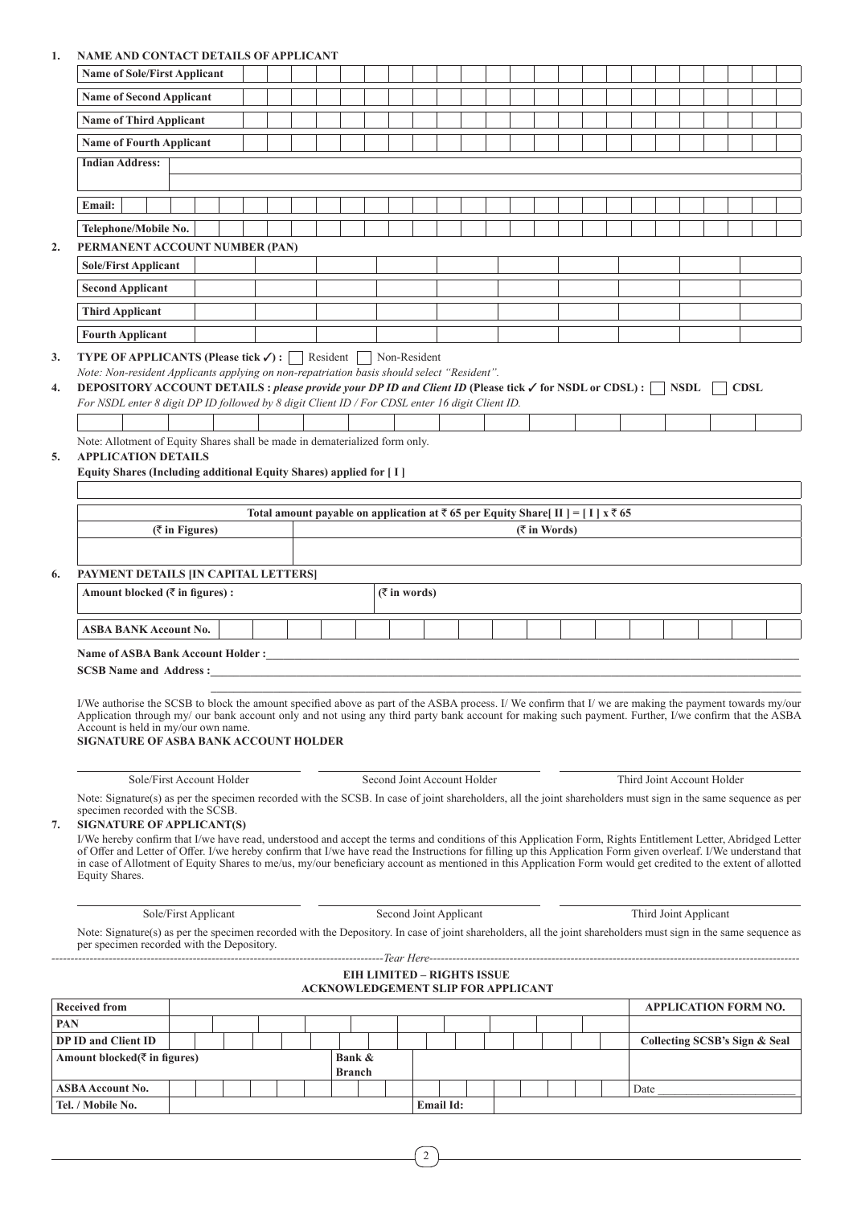**1. NAME AND CONTACT DETAILS OF APPLICANT**

| | |
|---|---|
| **Name of Sole/First Applicant** | |
| **Name of Second Applicant** | |
| **Name of Third Applicant** | |
| **Name of Fourth Applicant** | |
| **Indian Address:** | |
| **Email:** | |
| **Telephone/Mobile No.** | |

**2. PERMANENT ACCOUNT NUMBER (PAN)**

| | |
|---|---|
| **Sole/First Applicant** | |
| **Second Applicant** | |
| **Third Applicant** | |
| **Fourth Applicant** | |

**3. TYPE OF APPLICANTS (Please tick ✓) :** ☐ Resident ☐ Non-Resident

*Note: Non-resident Applicants applying on non-repatriation basis should select "Resident".*

**4. DEPOSITORY ACCOUNT DETAILS :** ***please provide your DP ID and Client ID*** **(Please tick ✓ for NSDL or CDSL) :** ☐ **NSDL** ☐ **CDSL**

*For NSDL enter 8 digit DP ID followed by 8 digit Client ID / For CDSL enter 16 digit Client ID.*

Note: Allotment of Equity Shares shall be made in dematerialized form only.

**5. APPLICATION DETAILS**

**Equity Shares (Including additional Equity Shares) applied for [ I ]**

| **Total amount payable on application at ₹ 65 per Equity Share[ II ] = [ I ] x ₹ 65** | |
|---|---|
| **(₹ in Figures)** | **(₹ in Words)** |
| | |

**6. PAYMENT DETAILS [IN CAPITAL LETTERS]**

| **Amount blocked (₹ in figures) :** | | **(₹ in words)** | |
|---|---|---|---|
| **ASBA BANK Account No.** | | | |

**Name of ASBA Bank Account Holder :**\_\_\_\_\_\_\_\_\_\_\_\_\_\_\_\_\_\_\_\_\_\_\_\_\_\_\_\_\_\_

**SCSB Name and Address :**\_\_\_\_\_\_\_\_\_\_\_\_\_\_\_\_\_\_\_\_\_\_\_\_\_\_\_\_\_\_

I/We authorise the SCSB to block the amount specified above as part of the ASBA process. I/ We confirm that I/ we are making the payment towards my/our Application through my/ our bank account only and not using any third party bank account for making such payment. Further, I/we confirm that the ASBA Account is held in my/our own name.

**SIGNATURE OF ASBA BANK ACCOUNT HOLDER**

| Sole/First Account Holder | Second Joint Account Holder | Third Joint Account Holder |
|---|---|---|

Note: Signature(s) as per the specimen recorded with the SCSB. In case of joint shareholders, all the joint shareholders must sign in the same sequence as per specimen recorded with the SCSB.

**7. SIGNATURE OF APPLICANT(S)**

I/We hereby confirm that I/we have read, understood and accept the terms and conditions of this Application Form, Rights Entitlement Letter, Abridged Letter of Offer and Letter of Offer. I/we hereby confirm that I/we have read the Instructions for filling up this Application Form given overleaf. I/We understand that in case of Allotment of Equity Shares to me/us, my/our beneficiary account as mentioned in this Application Form would get credited to the extent of allotted Equity Shares.

| Sole/First Applicant | Second Joint Applicant | Third Joint Applicant |
|---|---|---|

Note: Signature(s) as per the specimen recorded with the Depository. In case of joint shareholders, all the joint shareholders must sign in the same sequence as per specimen recorded with the Depository.

-------------------------------------------------------------------*Tear Here*-------------------------------------------------------------------

**EIH LIMITED – RIGHTS ISSUE**
**ACKNOWLEDGEMENT SLIP FOR APPLICANT**

| **Received from** | | | | **APPLICATION FORM NO.** |
|---|---|---|---|---|
| **PAN** | | | | |
| **DP ID and Client ID** | | | | **Collecting SCSB's Sign & Seal** |
| **Amount blocked(₹ in figures)** | | **Bank & Branch** | | |
| **ASBA Account No.** | | | | Date \_\_\_\_\_\_\_\_\_\_ |
| **Tel. / Mobile No.** | | **Email Id:** | | |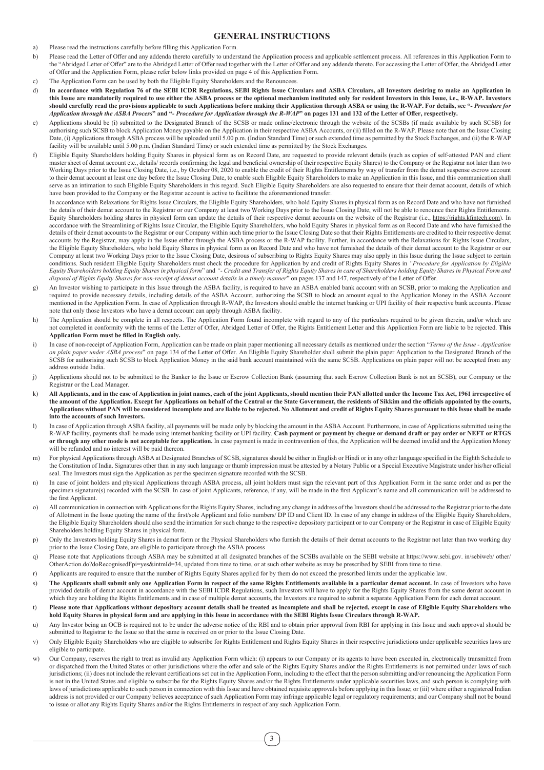# GENERAL INSTRUCTIONS

a) Please read the instructions carefully before filling this Application Form.

b) Please read the Letter of Offer and any addenda thereto carefully to understand the Application process and applicable settlement process. All references in this Application Form to the "Abridged Letter of Offer" are to the Abridged Letter of Offer read together with the Letter of Offer and any addenda thereto. For accessing the Letter of Offer, the Abridged Letter of Offer and the Application Form, please refer below links provided on page 4 of this Application Form.

c) The Application Form can be used by both the Eligible Equity Shareholders and the Renouncees.

d) **In accordance with Regulation 76 of the SEBI ICDR Regulations, SEBI Rights Issue Circulars and ASBA Circulars, all Investors desiring to make an Application in this Issue are mandatorily required to use either the ASBA process or the optional mechanism instituted only for resident Investors in this Issue, i.e., R-WAP. Investors should carefully read the provisions applicable to such Applications before making their Application through ASBA or using the R-WAP. For details, see "*- Procedure for Application through the ASBA Process*" and "*- Procedure for Application through the R-WAP*" on pages 131 and 132 of the Letter of Offer, respectively.**

e) Applications should be (i) submitted to the Designated Branch of the SCSB or made online/electronic through the website of the SCSBs (if made available by such SCSB) for authorising such SCSB to block Application Money payable on the Application in their respective ASBA Accounts, or (ii) filled on the R-WAP. Please note that on the Issue Closing Date, (i) Applications through ASBA process will be uploaded until 5.00 p.m. (Indian Standard Time) or such extended time as permitted by the Stock Exchanges, and (ii) the R-WAP facility will be available until 5.00 p.m. (Indian Standard Time) or such extended time as permitted by the Stock Exchanges.

f) Eligible Equity Shareholders holding Equity Shares in physical form as on Record Date, are requested to provide relevant details (such as copies of self-attested PAN and client master sheet of demat account etc., details/ records confirming the legal and beneficial ownership of their respective Equity Shares) to the Company or the Registrar not later than two Working Days prior to the Issue Closing Date, i.e., by October 08, 2020 to enable the credit of their Rights Entitlements by way of transfer from the demat suspense escrow account to their demat account at least one day before the Issue Closing Date, to enable such Eligible Equity Shareholders to make an Application in this Issue, and this communication shall serve as an intimation to such Eligible Equity Shareholders in this regard. Such Eligible Equity Shareholders are also requested to ensure that their demat account, details of which have been provided to the Company or the Registrar account is active to facilitate the aforementioned transfer.

In accordance with Relaxations for Rights Issue Circulars, the Eligible Equity Shareholders, who hold Equity Shares in physical form as on Record Date and who have not furnished the details of their demat account to the Registrar or our Company at least two Working Days prior to the Issue Closing Date, will not be able to renounce their Rights Entitlements. Equity Shareholders holding shares in physical form can update the details of their respective demat accounts on the website of the Registrar (i.e., https://rights.kfintech.com). In accordance with the Streamlining of Rights Issue Circular, the Eligible Equity Shareholders, who hold Equity Shares in physical form as on Record Date and who have furnished the details of their demat accounts to the Registrar or our Company within such time prior to the Issue Closing Date so that their Rights Entitlements are credited to their respective demat accounts by the Registrar, may apply in the Issue either through the ASBA process or the R-WAP facility. Further, in accordance with the Relaxations for Rights Issue Circulars, the Eligible Equity Shareholders, who hold Equity Shares in physical form as on Record Date and who have not furnished the details of their demat account to the Registrar or our Company at least two Working Days prior to the Issue Closing Date, desirous of subscribing to Rights Equity Shares may also apply in this Issue during the Issue subject to certain conditions. Such resident Eligible Equity Shareholders must check the procedure for Application by and credit of Rights Equity Shares in *"Procedure for Application by Eligible Equity Shareholders holding Equity Shares in physical form"* and *"- Credit and Transfer of Rights Equity Shares in case of Shareholders holding Equity Shares in Physical Form and disposal of Rights Equity Shares for non-receipt of demat account details in a timely manner"* on pages 137 and 147, respectively of the Letter of Offer.

g) An Investor wishing to participate in this Issue through the ASBA facility, is required to have an ASBA enabled bank account with an SCSB, prior to making the Application and required to provide necessary details, including details of the ASBA Account, authorizing the SCSB to block an amount equal to the Application Money in the ASBA Account mentioned in the Application Form. In case of Application through R-WAP, the Investors should enable the internet banking or UPI facility of their respective bank accounts. Please note that only those Investors who have a demat account can apply through ASBA facility.

h) The Application should be complete in all respects. The Application Form found incomplete with regard to any of the particulars required to be given therein, and/or which are not completed in conformity with the terms of the Letter of Offer, Abridged Letter of Offer, the Rights Entitlement Letter and this Application Form are liable to be rejected. **This Application Form must be filled in English only.**

i) In case of non-receipt of Application Form, Application can be made on plain paper mentioning all necessary details as mentioned under the section "*Terms of the Issue - Application on plain paper under ASBA process*" on page 134 of the Letter of Offer. An Eligible Equity Shareholder shall submit the plain paper Application to the Designated Branch of the SCSB for authorising such SCSB to block Application Money in the said bank account maintained with the same SCSB. Applications on plain paper will not be accepted from any address outside India.

j) Applications should not to be submitted to the Banker to the Issue or Escrow Collection Bank (assuming that such Escrow Collection Bank is not an SCSB), our Company or the Registrar or the Lead Manager.

k) **All Applicants, and in the case of Application in joint names, each of the joint Applicants, should mention their PAN allotted under the Income Tax Act, 1961 irrespective of the amount of the Application. Except for Applications on behalf of the Central or the State Government, the residents of Sikkim and the officials appointed by the courts, Applications without PAN will be considered incomplete and are liable to be rejected. No Allotment and credit of Rights Equity Shares pursuant to this Issue shall be made into the accounts of such Investors.**

l) In case of Application through ASBA facility, all payments will be made only by blocking the amount in the ASBA Account. Furthermore, in case of Applications submitted using the R-WAP facility, payments shall be made using internet banking facility or UPI facility. **Cash payment or payment by cheque or demand draft or pay order or NEFT or RTGS or through any other mode is not acceptable for application.** In case payment is made in contravention of this, the Application will be deemed invalid and the Application Money will be refunded and no interest will be paid thereon.

m) For physical Applications through ASBA at Designated Branches of SCSB, signatures should be either in English or Hindi or in any other language specified in the Eighth Schedule to the Constitution of India. Signatures other than in any such language or thumb impression must be attested by a Notary Public or a Special Executive Magistrate under his/her official seal. The Investors must sign the Application as per the specimen signature recorded with the SCSB.

n) In case of joint holders and physical Applications through ASBA process, all joint holders must sign the relevant part of this Application Form in the same order and as per the specimen signature(s) recorded with the SCSB. In case of joint Applicants, reference, if any, will be made in the first Applicant's name and all communication will be addressed to the first Applicant.

o) All communication in connection with Applications for the Rights Equity Shares, including any change in address of the Investors should be addressed to the Registrar prior to the date of Allotment in the Issue quoting the name of the first/sole Applicant and folio numbers/ DP ID and Client ID. In case of any change in address of the Eligible Equity Shareholders, the Eligible Equity Shareholders should also send the intimation for such change to the respective depository participant or to our Company or the Registrar in case of Eligible Equity Shareholders holding Equity Shares in physical form.

p) Only the Investors holding Equity Shares in demat form or the Physical Shareholders who furnish the details of their demat accounts to the Registrar not later than two working day prior to the Issue Closing Date, are eligible to participate through the ASBA process

q) Please note that Applications through ASBA may be submitted at all designated branches of the SCSBs available on the SEBI website at https://www.sebi.gov. in/sebiweb/ other/ OtherAction.do?doRecognisedFpi=yes&intmId=34, updated from time to time, or at such other website as may be prescribed by SEBI from time to time.

r) Applicants are required to ensure that the number of Rights Equity Shares applied for by them do not exceed the prescribed limits under the applicable law.

s) **The Applicants shall submit only one Application Form in respect of the same Rights Entitlements available in a particular demat account.** In case of Investors who have provided details of demat account in accordance with the SEBI ICDR Regulations, such Investors will have to apply for the Rights Equity Shares from the same demat account in which they are holding the Rights Entitlements and in case of multiple demat accounts, the Investors are required to submit a separate Application Form for each demat account.

t) **Please note that Applications without depository account details shall be treated as incomplete and shall be rejected, except in case of Eligible Equity Shareholders who hold Equity Shares in physical form and are applying in this Issue in accordance with the SEBI Rights Issue Circulars through R-WAP.**

u) Any Investor being an OCB is required not to be under the adverse notice of the RBI and to obtain prior approval from RBI for applying in this Issue and such approval should be submitted to Registrar to the Issue so that the same is received on or prior to the Issue Closing Date.

v) Only Eligible Equity Shareholders who are eligible to subscribe for Rights Entitlement and Rights Equity Shares in their respective jurisdictions under applicable securities laws are eligible to participate.

w) Our Company, reserves the right to treat as invalid any Application Form which: (i) appears to our Company or its agents to have been executed in, electronically transmitted from or dispatched from the United States or other jurisdictions where the offer and sale of the Rights Equity Shares and/or the Rights Entitlements is not permitted under laws of such jurisdictions; (ii) does not include the relevant certifications set out in the Application Form, including to the effect that the person submitting and/or renouncing the Application Form is not in the United States and eligible to subscribe for the Rights Equity Shares and/or the Rights Entitlements under applicable securities laws, and such person is complying with laws of jurisdictions applicable to such person in connection with this Issue and have obtained requisite approvals before applying in this Issue; or (iii) where either a registered Indian address is not provided or our Company believes acceptance of such Application Form may infringe applicable legal or regulatory requirements; and our Company shall not be bound to issue or allot any Rights Equity Shares and/or the Rights Entitlements in respect of any such Application Form.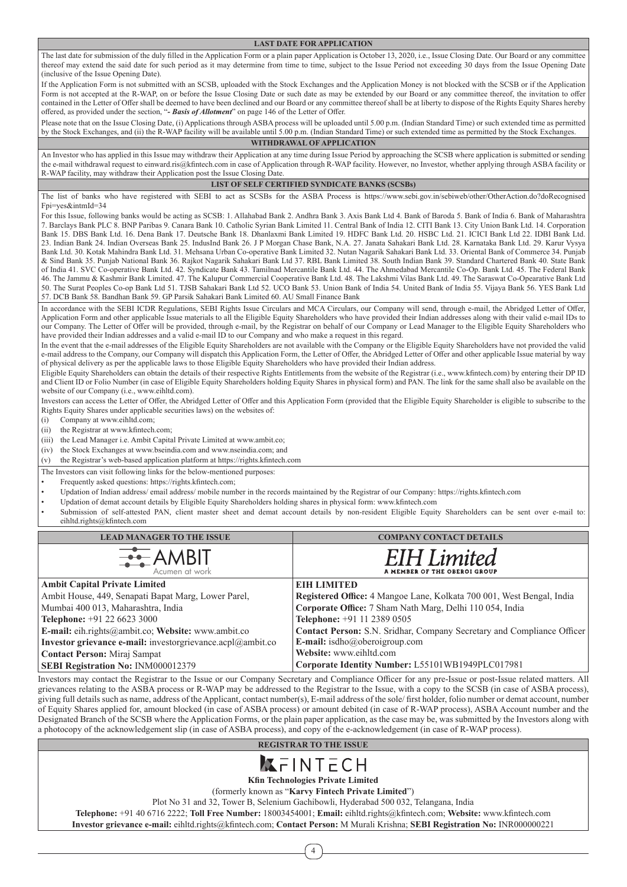## LAST DATE FOR APPLICATION

The last date for submission of the duly filled in the Application Form or a plain paper Application is October 13, 2020, i.e., Issue Closing Date. Our Board or any committee thereof may extend the said date for such period as it may determine from time to time, subject to the Issue Period not exceeding 30 days from the Issue Opening Date (inclusive of the Issue Opening Date).

If the Application Form is not submitted with an SCSB, uploaded with the Stock Exchanges and the Application Money is not blocked with the SCSB or if the Application Form is not accepted at the R-WAP, on or before the Issue Closing Date or such date as may be extended by our Board or any committee thereof, the invitation to offer contained in the Letter of Offer shall be deemed to have been declined and our Board or any committee thereof shall be at liberty to dispose of the Rights Equity Shares hereby offered, as provided under the section, "*- Basis of Allotment*" on page 146 of the Letter of Offer.

Please note that on the Issue Closing Date, (i) Applications through ASBA process will be uploaded until 5.00 p.m. (Indian Standard Time) or such extended time as permitted by the Stock Exchanges, and (ii) the R-WAP facility will be available until 5.00 p.m. (Indian Standard Time) or such extended time as permitted by the Stock Exchanges.

## WITHDRAWAL OF APPLICATION

An Investor who has applied in this Issue may withdraw their Application at any time during Issue Period by approaching the SCSB where application is submitted or sending the e-mail withdrawal request to einward.ris@kfintech.com in case of Application through R-WAP facility. However, no Investor, whether applying through ASBA facility or R-WAP facility, may withdraw their Application post the Issue Closing Date.

## LIST OF SELF CERTIFIED SYNDICATE BANKS (SCSBs)

The list of banks who have registered with SEBI to act as SCSBs for the ASBA Process is https://www.sebi.gov.in/sebiweb/other/OtherAction.do?doRecognisedFpi=yes&intmId=34

For this Issue, following banks would be acting as SCSB: 1. Allahabad Bank 2. Andhra Bank 3. Axis Bank Ltd 4. Bank of Baroda 5. Bank of India 6. Bank of Maharashtra 7. Barclays Bank PLC 8. BNP Paribas 9. Canara Bank 10. Catholic Syrian Bank Limited 11. Central Bank of India 12. CITI Bank 13. City Union Bank Ltd. 14. Corporation Bank 15. DBS Bank Ltd. 16. Dena Bank 17. Deutsche Bank 18. Dhanlaxmi Bank Limited 19. HDFC Bank Ltd. 20. HSBC Ltd. 21. ICICI Bank Ltd 22. IDBI Bank Ltd. 23. Indian Bank 24. Indian Overseas Bank 25. IndusInd Bank 26. J P Morgan Chase Bank, N.A. 27. Janata Sahakari Bank Ltd. 28. Karnataka Bank Ltd. 29. Karur Vysya Bank Ltd. 30. Kotak Mahindra Bank Ltd. 31. Mehsana Urban Co-operative Bank Limited 32. Nutan Nagarik Sahakari Bank Ltd. 33. Oriental Bank of Commerce 34. Punjab & Sind Bank 35. Punjab National Bank 36. Rajkot Nagarik Sahakari Bank Ltd 37. RBL Bank Limited 38. South Indian Bank 39. Standard Chartered Bank 40. State Bank of India 41. SVC Co-operative Bank Ltd. 42. Syndicate Bank 43. Tamilnad Mercantile Bank Ltd. 44. The Ahmedabad Mercantile Co-Op. Bank Ltd. 45. The Federal Bank 46. The Jammu & Kashmir Bank Limited. 47. The Kalupur Commercial Cooperative Bank Ltd. 48. The Lakshmi Vilas Bank Ltd. 49. The Saraswat Co-Opearative Bank Ltd 50. The Surat Peoples Co-op Bank Ltd 51. TJSB Sahakari Bank Ltd 52. UCO Bank 53. Union Bank of India 54. United Bank of India 55. Vijaya Bank 56. YES Bank Ltd 57. DCB Bank 58. Bandhan Bank 59. GP Parsik Sahakari Bank Limited 60. AU Small Finance Bank

In accordance with the SEBI ICDR Regulations, SEBI Rights Issue Circulars and MCA Circulars, our Company will send, through e-mail, the Abridged Letter of Offer, Application Form and other applicable Issue materials to all the Eligible Equity Shareholders who have provided their Indian addresses along with their valid e-mail IDs to our Company. The Letter of Offer will be provided, through e-mail, by the Registrar on behalf of our Company or Lead Manager to the Eligible Equity Shareholders who have provided their Indian addresses and a valid e-mail ID to our Company and who make a request in this regard.

In the event that the e-mail addresses of the Eligible Equity Shareholders are not available with the Company or the Eligible Equity Shareholders have not provided the valid e-mail address to the Company, our Company will dispatch this Application Form, the Letter of Offer, the Abridged Letter of Offer and other applicable Issue material by way of physical delivery as per the applicable laws to those Eligible Equity Shareholders who have provided their Indian address.

Eligible Equity Shareholders can obtain the details of their respective Rights Entitlements from the website of the Registrar (i.e., www.kfintech.com) by entering their DP ID and Client ID or Folio Number (in case of Eligible Equity Shareholders holding Equity Shares in physical form) and PAN. The link for the same shall also be available on the website of our Company (i.e., www.eihltd.com).

Investors can access the Letter of Offer, the Abridged Letter of Offer and this Application Form (provided that the Eligible Equity Shareholder is eligible to subscribe to the Rights Equity Shares under applicable securities laws) on the websites of:

(i) Company at www.eihltd.com;
(ii) the Registrar at www.kfintech.com;
(iii) the Lead Manager i.e. Ambit Capital Private Limited at www.ambit.co;
(iv) the Stock Exchanges at www.bseindia.com and www.nseindia.com; and
(v) the Registrar's web-based application platform at https://rights.kfintech.com

The Investors can visit following links for the below-mentioned purposes:

- Frequently asked questions: https://rights.kfintech.com;
- Updation of Indian address/ email address/ mobile number in the records maintained by the Registrar of our Company: https://rights.kfintech.com
- Updation of demat account details by Eligible Equity Shareholders holding shares in physical form: www.kfintech.com
- Submission of self-attested PAN, client master sheet and demat account details by non-resident Eligible Equity Shareholders can be sent over e-mail to: eihltd.rights@kfintech.com

| LEAD MANAGER TO THE ISSUE | COMPANY CONTACT DETAILS |
|---|---|
| AMBIT Acumen at work | EIH Limited A MEMBER OF THE OBEROI GROUP |
| **Ambit Capital Private Limited** | **EIH LIMITED** |
| Ambit House, 449, Senapati Bapat Marg, Lower Parel, | **Registered Office:** 4 Mangoe Lane, Kolkata 700 001, West Bengal, India |
| Mumbai 400 013, Maharashtra, India | **Corporate Office:** 7 Sham Nath Marg, Delhi 110 054, India |
| **Telephone:** +91 22 6623 3000 | **Telephone:** +91 11 2389 0505 |
| **E-mail:** eih.rights@ambit.co; **Website:** www.ambit.co | **Contact Person:** S.N. Sridhar, Company Secretary and Compliance Officer |
| **Investor grievance e-mail:** investorgrievance.acpl@ambit.co | **E-mail:** isdho@oberoigroup.com |
| **Contact Person:** Miraj Sampat | **Website:** www.eihltd.com |
| **SEBI Registration No:** INM000012379 | **Corporate Identity Number:** L55101WB1949PLC017981 |

Investors may contact the Registrar to the Issue or our Company Secretary and Compliance Officer for any pre-Issue or post-Issue related matters. All grievances relating to the ASBA process or R-WAP may be addressed to the Registrar to the Issue, with a copy to the SCSB (in case of ASBA process), giving full details such as name, address of the Applicant, contact number(s), E-mail address of the sole/ first holder, folio number or demat account, number of Equity Shares applied for, amount blocked (in case of ASBA process) or amount debited (in case of R-WAP process), ASBA Account number and the Designated Branch of the SCSB where the Application Forms, or the plain paper application, as the case may be, was submitted by the Investors along with a photocopy of the acknowledgement slip (in case of ASBA process), and copy of the e-acknowledgement (in case of R-WAP process).

## REGISTRAR TO THE ISSUE

KFINTECH

**Kfin Technologies Private Limited**

(formerly known as "**Karvy Fintech Private Limited**")

Plot No 31 and 32, Tower B, Selenium Gachibowli, Hyderabad 500 032, Telangana, India

**Telephone:** +91 40 6716 2222; **Toll Free Number:** 18003454001; **Email:** eihltd.rights@kfintech.com; **Website:** www.kfintech.com

**Investor grievance e-mail:** eihltd.rights@kfintech.com; **Contact Person:** M Murali Krishna; **SEBI Registration No:** INR000000221